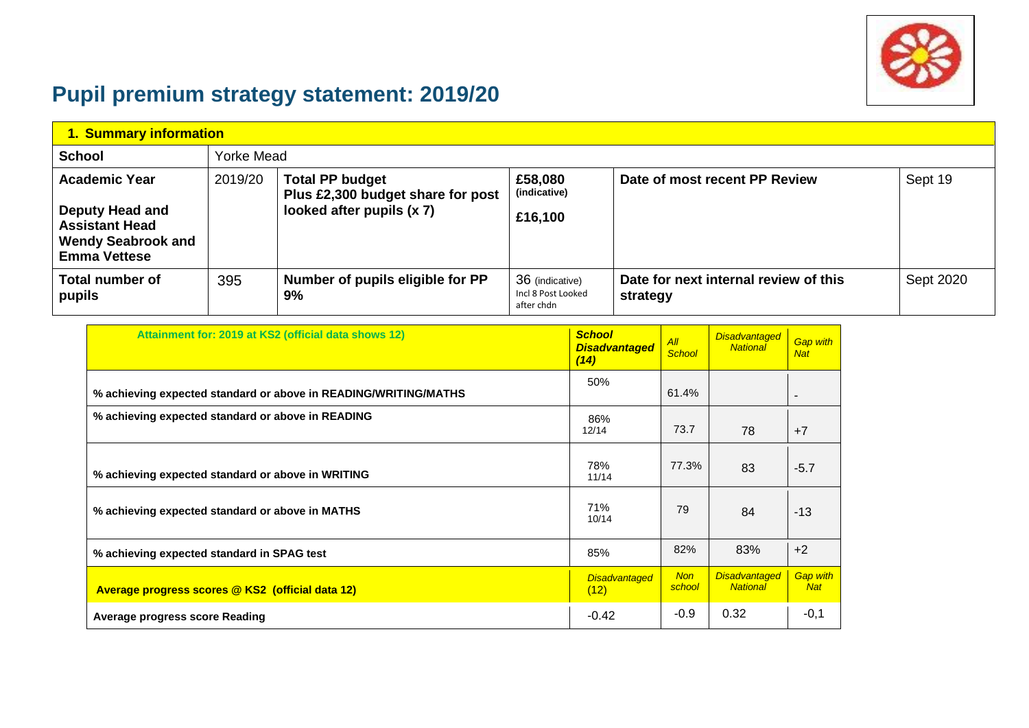# Pupil premium strategy statement: 2019/20

| 1. Summary information | | | | | |
|---|---|---|---|---|---|
| **School** | Yorke Mead | | | | |
| **Academic Year**<br><br>**Deputy Head and Assistant Head Wendy Seabrook and Emma Vettese** | 2019/20 | **Total PP budget Plus £2,300 budget share for post looked after pupils (x 7)** | **£58,080** **(indicative)**<br><br>**£16,100** | **Date of most recent PP Review** | Sept 19 |
| **Total number of pupils** | 395 | **Number of pupils eligible for PP 9%** | 36 (indicative) Incl 8 Post Looked after chdn | **Date for next internal review of this strategy** | Sept 2020 |

| **Attainment for: 2019 at KS2 (official data shows 12)** | ***School Disadvantaged (14)*** | *All School* | *Disadvantaged National* | *Gap with Nat* |
|---|---|---|---|---|
| **% achieving expected standard or above in READING/WRITING/MATHS** | 50% | 61.4% | | - |
| **% achieving expected standard or above in READING** | 86% 12/14 | 73.7 | 78 | +7 |
| **% achieving expected standard or above in WRITING** | 78% 11/14 | 77.3% | 83 | -5.7 |
| **% achieving expected standard or above in MATHS** | 71% 10/14 | 79 | 84 | -13 |
| **% achieving expected standard in SPAG test** | 85% | 82% | 83% | +2 |
| **Average progress scores @ KS2 (official data 12)** | *Disadvantaged (12)* | *Non school* | *Disadvantaged National* | *Gap with Nat* |
| **Average progress score Reading** | -0.42 | -0.9 | 0.32 | -0,1 |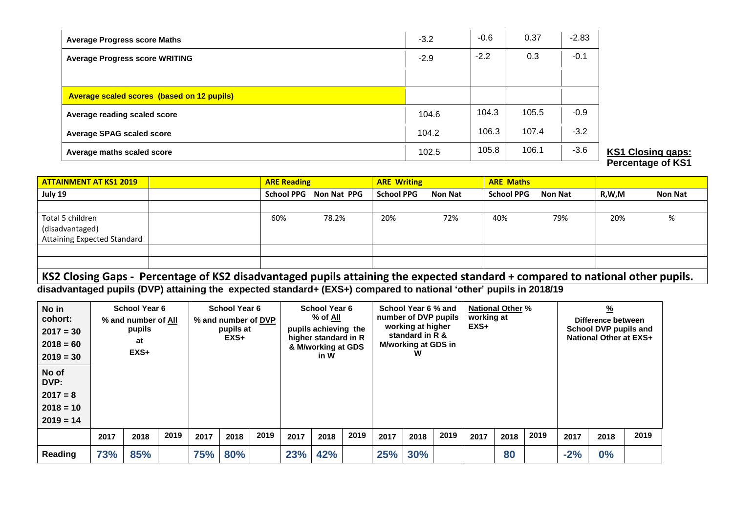| | | | | |
|---|---|---|---|---|
| **Average Progress score Maths** | -3.2 | -0.6 | 0.37 | -2.83 |
| **Average Progress score WRITING** | -2.9 | -2.2 | 0.3 | -0.1 |
| | | | | |
| **Average scaled scores (based on 12 pupils)** | | | | |
| **Average reading scaled score** | 104.6 | 104.3 | 105.5 | -0.9 |
| **Average SPAG scaled score** | 104.2 | 106.3 | 107.4 | -3.2 |
| **Average maths scaled score** | 102.5 | 105.8 | 106.1 | -3.6 |

**KS1 Closing gaps: Percentage of KS1**

| **ATTAINMENT AT KS1 2019** | | **ARE Reading** | | **ARE Writing** | | **ARE Maths** | | | |
|---|---|---|---|---|---|---|---|---|---|
| **July 19** | | **School PPG** | **Non Nat PPG** | **School PPG** | **Non Nat** | **School PPG** | **Non Nat** | **R,W,M** | **Non Nat** |
| | | | | | | | | | |
| Total 5 children (disadvantaged) Attaining Expected Standard | | 60% | 78.2% | 20% | 72% | 40% | 79% | 20% | % |
| | | | | | | | | | |
| | | | | | | | | | |

**KS2 Closing Gaps - Percentage of KS2 disadvantaged pupils attaining the expected standard + compared to national other pupils.**

**disadvantaged pupils (DVP) attaining the expected standard+ (EXS+) compared to national 'other' pupils in 2018/19**

| No in cohort: 2017 = 30 2018 = 60 2019 = 30 No of DVP: 2017 = 8 2018 = 10 2019 = 14 | School Year 6 % and number of All pupils at EXS+ | | | School Year 6 % and number of DVP pupils at EXS+ | | | School Year 6 % of All pupils achieving the higher standard in R & M/working at GDS in W | | | School Year 6 % and number of DVP pupils working at higher standard in R & M/working at GDS in W | | | National Other % working at EXS+ | | | % Difference between School DVP pupils and National Other at EXS+ | | |
|---|---|---|---|---|---|---|---|---|---|---|---|---|---|---|---|---|---|---|
| | **2017** | **2018** | **2019** | **2017** | **2018** | **2019** | **2017** | **2018** | **2019** | **2017** | **2018** | **2019** | **2017** | **2018** | **2019** | **2017** | **2018** | **2019** |
| **Reading** | **73%** | **85%** | | **75%** | **80%** | | **23%** | **42%** | | **25%** | **30%** | | | **80** | | **-2%** | **0%** | |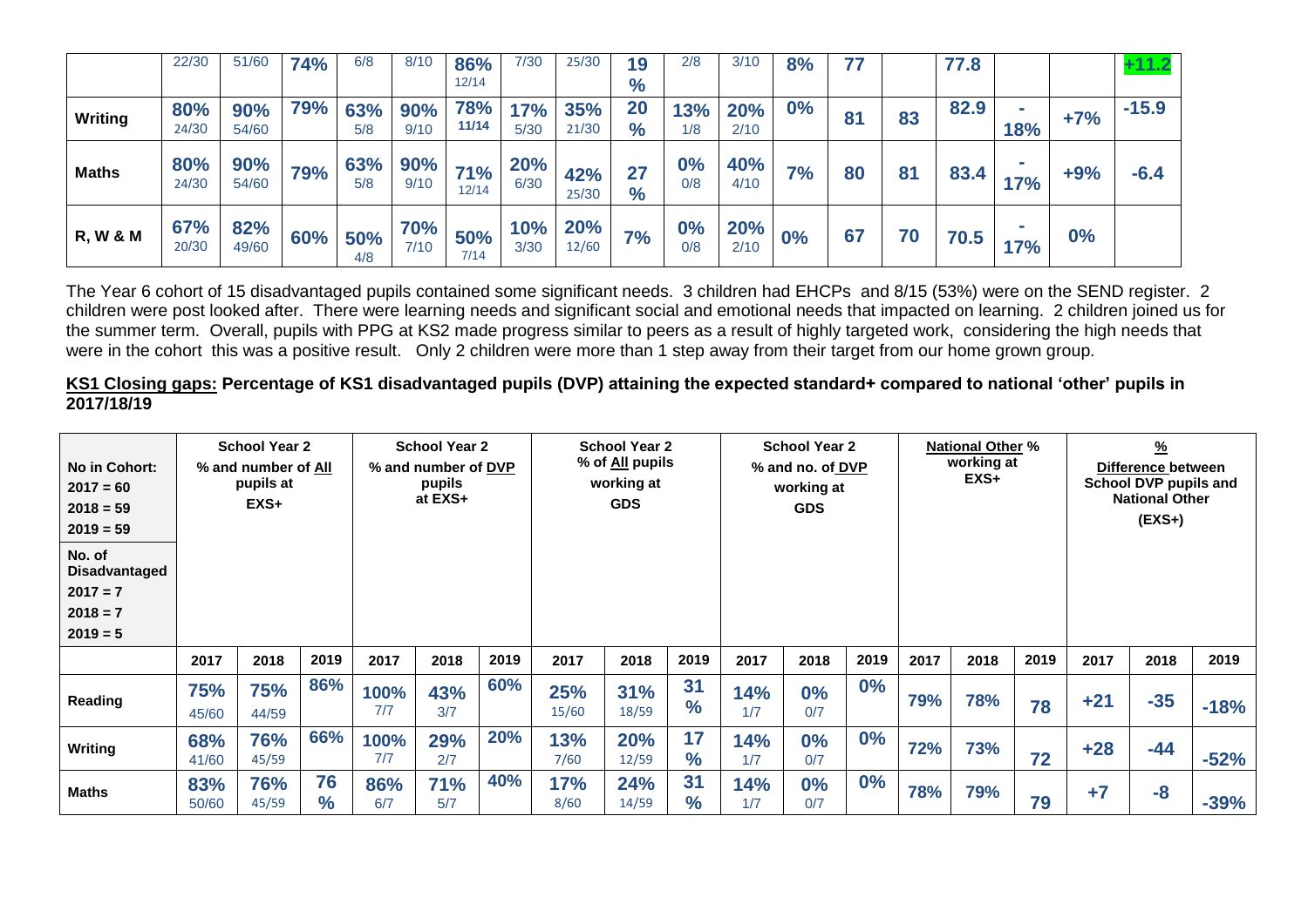| | | | | | | | | | | | | | | | | | | |
|---|---|---|---|---|---|---|---|---|---|---|---|---|---|---|---|---|---|---|
| | 22/30 | 51/60 | **74%** | 6/8 | 8/10 | **86%** 12/14 | 7/30 | 25/30 | **19 %** | 2/8 | 3/10 | **8%** | **77** | | **77.8** | | | **+11.2** |
| **Writing** | **80%** 24/30 | **90%** 54/60 | **79%** | **63%** 5/8 | **90%** 9/10 | **78%** 11/14 | **17%** 5/30 | **35%** 21/30 | **20 %** | **13%** 1/8 | **20%** 2/10 | **0%** | **81** | **83** | **82.9** | **-18%** | **+7%** | **-15.9** |
| **Maths** | **80%** 24/30 | **90%** 54/60 | **79%** | **63%** 5/8 | **90%** 9/10 | **71%** 12/14 | **20%** 6/30 | **42%** 25/30 | **27 %** | **0%** 0/8 | **40%** 4/10 | **7%** | **80** | **81** | **83.4** | **-17%** | **+9%** | **-6.4** |
| **R, W & M** | **67%** 20/30 | **82%** 49/60 | **60%** | **50%** 4/8 | **70%** 7/10 | **50%** 7/14 | **10%** 3/30 | **20%** 12/60 | **7%** | **0%** 0/8 | **20%** 2/10 | **0%** | **67** | **70** | **70.5** | **-17%** | **0%** | |

The Year 6 cohort of 15 disadvantaged pupils contained some significant needs. 3 children had EHCPs and 8/15 (53%) were on the SEND register. 2 children were post looked after. There were learning needs and significant social and emotional needs that impacted on learning. 2 children joined us for the summer term. Overall, pupils with PPG at KS2 made progress similar to peers as a result of highly targeted work, considering the high needs that were in the cohort this was a positive result. Only 2 children were more than 1 step away from their target from our home grown group.

**KS1 Closing gaps: Percentage of KS1 disadvantaged pupils (DVP) attaining the expected standard+ compared to national 'other' pupils in 2017/18/19**

| No in Cohort: 2017 = 60 2018 = 59 2019 = 59 / No. of Disadvantaged 2017 = 7 2018 = 7 2019 = 5 | School Year 2 % and number of All pupils at EXS+ | | | School Year 2 % and number of DVP pupils at EXS+ | | | School Year 2 % of All pupils working at GDS | | | School Year 2 % and no. of DVP working at GDS | | | National Other % working at EXS+ | | | % Difference between School DVP pupils and National Other (EXS+) | | |
|---|---|---|---|---|---|---|---|---|---|---|---|---|---|---|---|---|---|---|
| | **2017** | **2018** | **2019** | **2017** | **2018** | **2019** | **2017** | **2018** | **2019** | **2017** | **2018** | **2019** | **2017** | **2018** | **2019** | **2017** | **2018** | **2019** |
| **Reading** | **75%** 45/60 | **75%** 44/59 | **86%** | **100%** 7/7 | **43%** 3/7 | **60%** | **25%** 15/60 | **31%** 18/59 | **31 %** | **14%** 1/7 | **0%** 0/7 | **0%** | **79%** | **78%** | **78** | **+21** | **-35** | **-18%** |
| **Writing** | **68%** 41/60 | **76%** 45/59 | **66%** | **100%** 7/7 | **29%** 2/7 | **20%** | **13%** 7/60 | **20%** 12/59 | **17 %** | **14%** 1/7 | **0%** 0/7 | **0%** | **72%** | **73%** | **72** | **+28** | **-44** | **-52%** |
| **Maths** | **83%** 50/60 | **76%** 45/59 | **76 %** | **86%** 6/7 | **71%** 5/7 | **40%** | **17%** 8/60 | **24%** 14/59 | **31 %** | **14%** 1/7 | **0%** 0/7 | **0%** | **78%** | **79%** | **79** | **+7** | **-8** | **-39%** |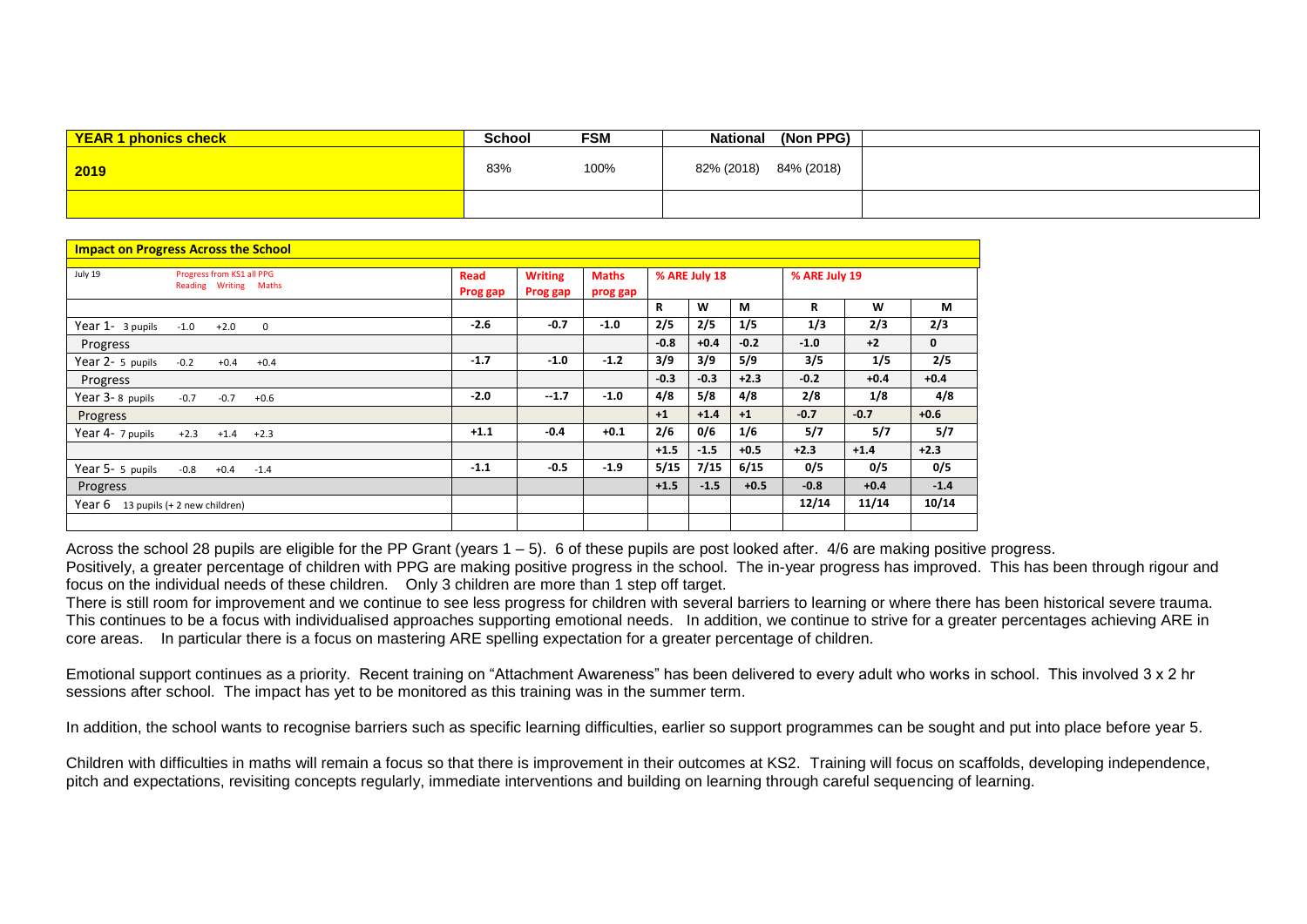| YEAR 1 phonics check | School | FSM | National | (Non PPG) | |
|---|---|---|---|---|---|
| 2019 | 83% | 100% | 82% (2018) | 84% (2018) | |
| | | | | | |

| Impact on Progress Across the School | | | | | | | | | | |
|---|---|---|---|---|---|---|---|---|---|---|
| July 19 Progress from KS1 all PPG (Reading Writing Maths) | Read Prog gap | Writing Prog gap | Maths prog gap | % ARE July 18 | | | % ARE July 19 | | |
| | | | | R | W | M | R | W | M |
| Year 1- 3 pupils -1.0 +2.0 0 | -2.6 | -0.7 | -1.0 | 2/5 | 2/5 | 1/5 | 1/3 | 2/3 | 2/3 |
| Progress | | | | -0.8 | +0.4 | -0.2 | -1.0 | +2 | 0 |
| Year 2- 5 pupils -0.2 +0.4 +0.4 | -1.7 | -1.0 | -1.2 | 3/9 | 3/9 | 5/9 | 3/5 | 1/5 | 2/5 |
| Progress | | | | -0.3 | -0.3 | +2.3 | -0.2 | +0.4 | +0.4 |
| Year 3- 8 pupils -0.7 -0.7 +0.6 | -2.0 | --1.7 | -1.0 | 4/8 | 5/8 | 4/8 | 2/8 | 1/8 | 4/8 |
| Progress | | | | +1 | +1.4 | +1 | -0.7 | -0.7 | +0.6 |
| Year 4- 7 pupils +2.3 +1.4 +2.3 | +1.1 | -0.4 | +0.1 | 2/6 | 0/6 | 1/6 | 5/7 | 5/7 | 5/7 |
| | | | | +1.5 | -1.5 | +0.5 | +2.3 | +1.4 | +2.3 |
| Year 5- 5 pupils -0.8 +0.4 -1.4 | -1.1 | -0.5 | -1.9 | 5/15 | 7/15 | 6/15 | 0/5 | 0/5 | 0/5 |
| Progress | | | | +1.5 | -1.5 | +0.5 | -0.8 | +0.4 | -1.4 |
| Year 6 13 pupils (+ 2 new children) | | | | | | | 12/14 | 11/14 | 10/14 |
| | | | | | | | | | |

Across the school 28 pupils are eligible for the PP Grant (years 1 – 5). 6 of these pupils are post looked after. 4/6 are making positive progress.

Positively, a greater percentage of children with PPG are making positive progress in the school. The in-year progress has improved. This has been through rigour and focus on the individual needs of these children. Only 3 children are more than 1 step off target.

There is still room for improvement and we continue to see less progress for children with several barriers to learning or where there has been historical severe trauma. This continues to be a focus with individualised approaches supporting emotional needs. In addition, we continue to strive for a greater percentages achieving ARE in core areas. In particular there is a focus on mastering ARE spelling expectation for a greater percentage of children.

Emotional support continues as a priority. Recent training on "Attachment Awareness" has been delivered to every adult who works in school. This involved 3 x 2 hr sessions after school. The impact has yet to be monitored as this training was in the summer term.

In addition, the school wants to recognise barriers such as specific learning difficulties, earlier so support programmes can be sought and put into place before year 5.

Children with difficulties in maths will remain a focus so that there is improvement in their outcomes at KS2. Training will focus on scaffolds, developing independence, pitch and expectations, revisiting concepts regularly, immediate interventions and building on learning through careful sequencing of learning.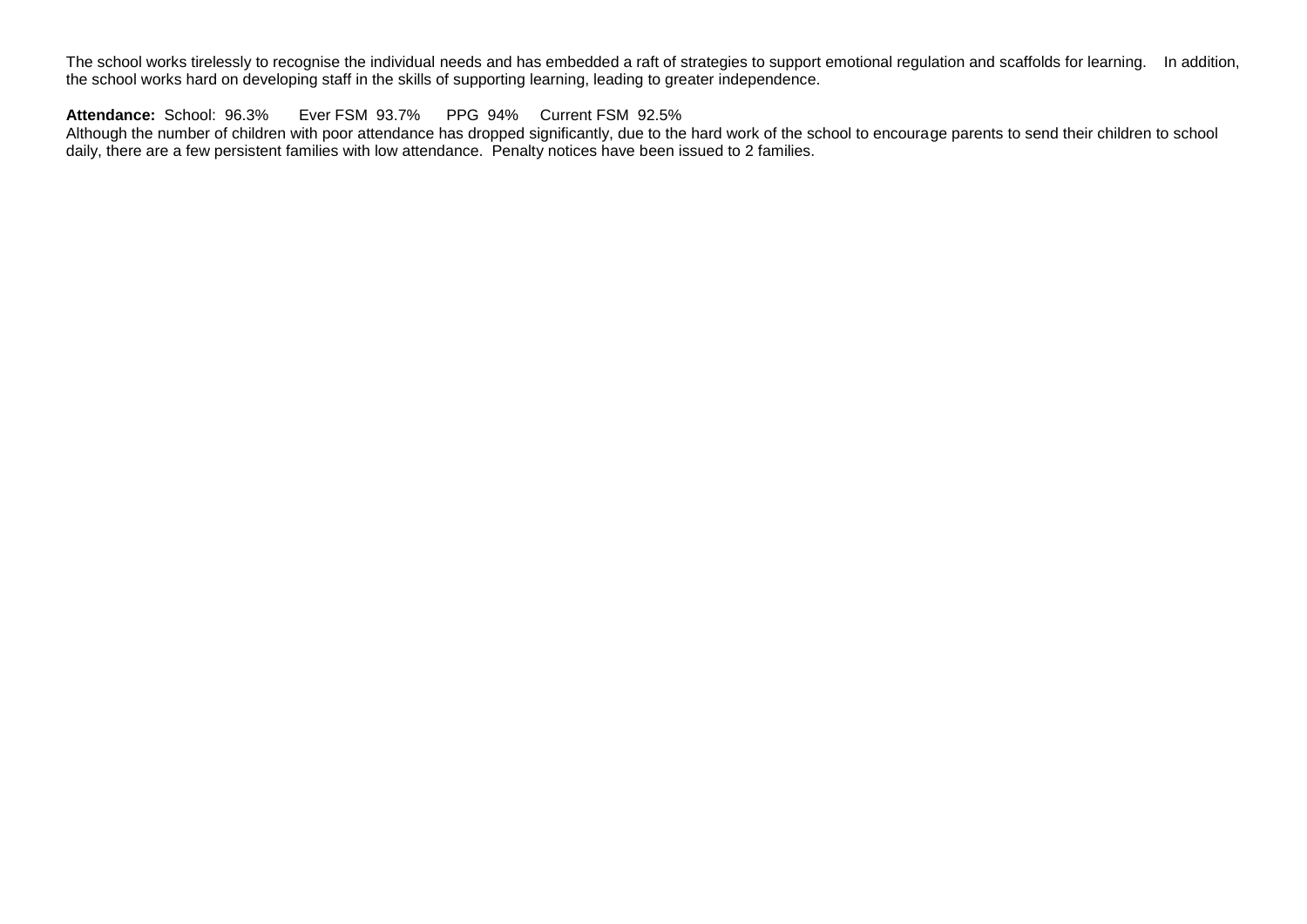The school works tirelessly to recognise the individual needs and has embedded a raft of strategies to support emotional regulation and scaffolds for learning. In addition, the school works hard on developing staff in the skills of supporting learning, leading to greater independence.

**Attendance:** School: 96.3% Ever FSM 93.7% PPG 94% Current FSM 92.5%
Although the number of children with poor attendance has dropped significantly, due to the hard work of the school to encourage parents to send their children to school daily, there are a few persistent families with low attendance. Penalty notices have been issued to 2 families.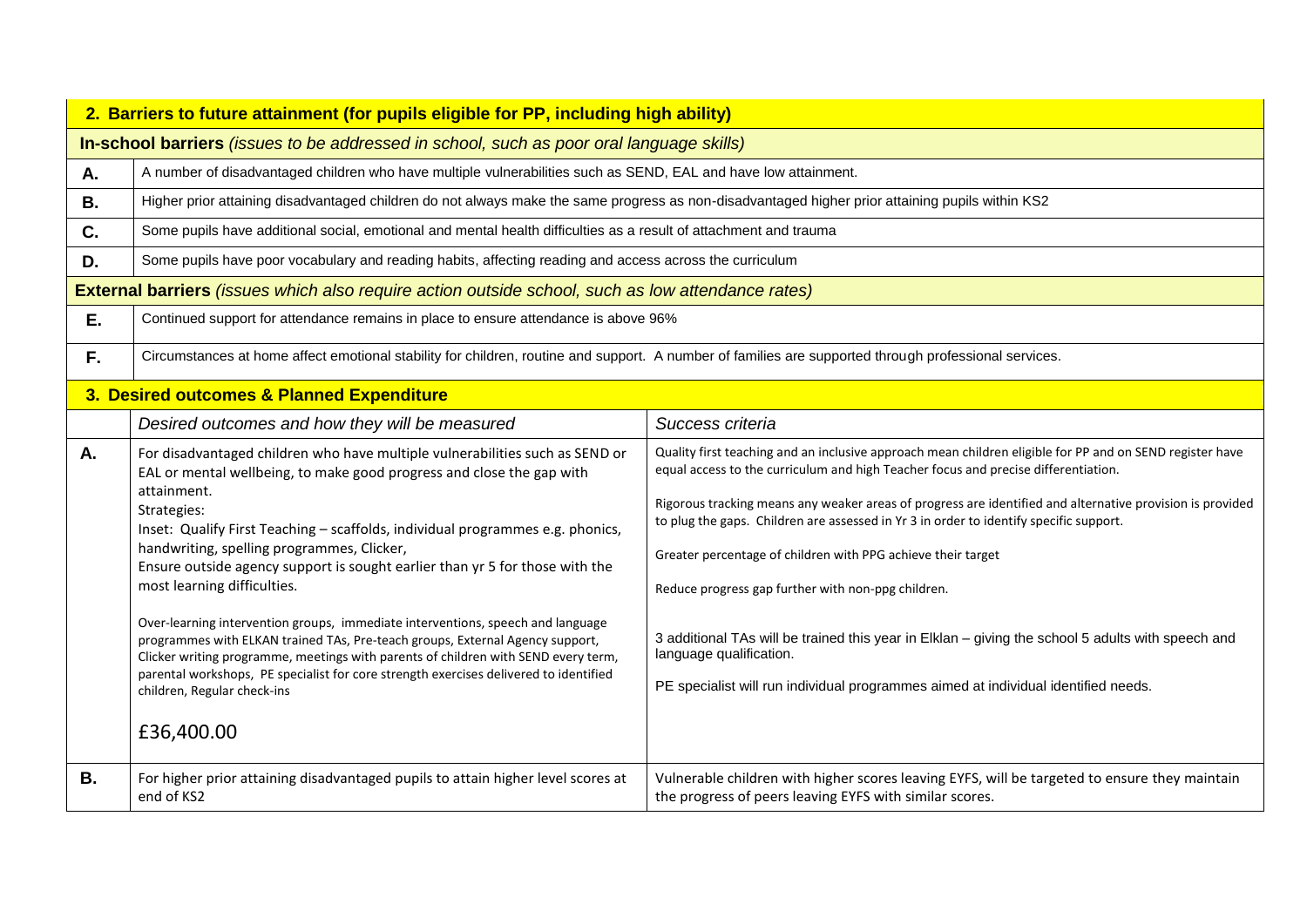| **2. Barriers to future attainment (for pupils eligible for PP, including high ability)** | | |
|---|---|---|
| **In-school barriers** *(issues to be addressed in school, such as poor oral language skills)* | | |
| **A.** | A number of disadvantaged children who have multiple vulnerabilities such as SEND, EAL and have low attainment. | |
| **B.** | Higher prior attaining disadvantaged children do not always make the same progress as non-disadvantaged higher prior attaining pupils within KS2 | |
| **C.** | Some pupils have additional social, emotional and mental health difficulties as a result of attachment and trauma | |
| **D.** | Some pupils have poor vocabulary and reading habits, affecting reading and access across the curriculum | |
| **External barriers** *(issues which also require action outside school, such as low attendance rates)* | | |
| **E.** | Continued support for attendance remains in place to ensure attendance is above 96% | |
| **F.** | Circumstances at home affect emotional stability for children, routine and support. A number of families are supported through professional services. | |
| **3. Desired outcomes & Planned Expenditure** | | |
| | *Desired outcomes and how they will be measured* | *Success criteria* |
| **A.** | For disadvantaged children who have multiple vulnerabilities such as SEND or EAL or mental wellbeing, to make good progress and close the gap with attainment.<br>Strategies:<br>Inset: Qualify First Teaching – scaffolds, individual programmes e.g. phonics, handwriting, spelling programmes, Clicker,<br>Ensure outside agency support is sought earlier than yr 5 for those with the most learning difficulties.<br><br>Over-learning intervention groups, immediate interventions, speech and language programmes with ELKAN trained TAs, Pre-teach groups, External Agency support, Clicker writing programme, meetings with parents of children with SEND every term, parental workshops, PE specialist for core strength exercises delivered to identified children, Regular check-ins<br><br>£36,400.00 | Quality first teaching and an inclusive approach mean children eligible for PP and on SEND register have equal access to the curriculum and high Teacher focus and precise differentiation.<br><br>Rigorous tracking means any weaker areas of progress are identified and alternative provision is provided to plug the gaps. Children are assessed in Yr 3 in order to identify specific support.<br><br>Greater percentage of children with PPG achieve their target<br><br>Reduce progress gap further with non-ppg children.<br><br>3 additional TAs will be trained this year in Elklan – giving the school 5 adults with speech and language qualification.<br><br>PE specialist will run individual programmes aimed at individual identified needs. |
| **B.** | For higher prior attaining disadvantaged pupils to attain higher level scores at end of KS2 | Vulnerable children with higher scores leaving EYFS, will be targeted to ensure they maintain the progress of peers leaving EYFS with similar scores. |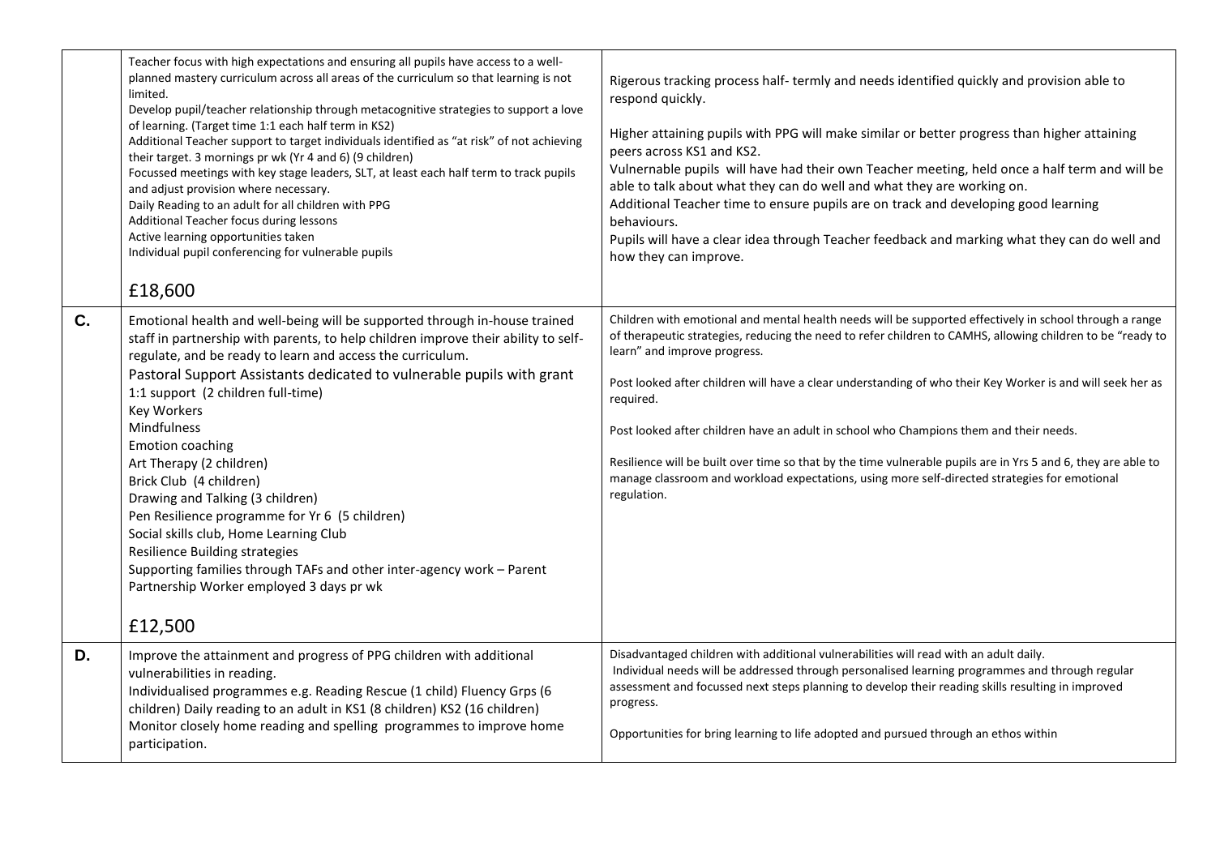| | | |
|---|---|---|
| | Teacher focus with high expectations and ensuring all pupils have access to a well-planned mastery curriculum across all areas of the curriculum so that learning is not limited.<br>Develop pupil/teacher relationship through metacognitive strategies to support a love of learning. (Target time 1:1 each half term in KS2)<br>Additional Teacher support to target individuals identified as "at risk" of not achieving their target. 3 mornings pr wk (Yr 4 and 6) (9 children)<br>Focussed meetings with key stage leaders, SLT, at least each half term to track pupils and adjust provision where necessary.<br>Daily Reading to an adult for all children with PPG<br>Additional Teacher focus during lessons<br>Active learning opportunities taken<br>Individual pupil conferencing for vulnerable pupils<br><br>£18,600 | Rigerous tracking process half- termly and needs identified quickly and provision able to respond quickly.<br><br>Higher attaining pupils with PPG will make similar or better progress than higher attaining peers across KS1 and KS2.<br>Vulnerable pupils will have had their own Teacher meeting, held once a half term and will be able to talk about what they can do well and what they are working on.<br>Additional Teacher time to ensure pupils are on track and developing good learning behaviours.<br>Pupils will have a clear idea through Teacher feedback and marking what they can do well and how they can improve. |
| **C.** | Emotional health and well-being will be supported through in-house trained staff in partnership with parents, to help children improve their ability to self-regulate, and be ready to learn and access the curriculum.<br>Pastoral Support Assistants dedicated to vulnerable pupils with grant<br>1:1 support (2 children full-time)<br>Key Workers<br>Mindfulness<br>Emotion coaching<br>Art Therapy (2 children)<br>Brick Club (4 children)<br>Drawing and Talking (3 children)<br>Pen Resilience programme for Yr 6 (5 children)<br>Social skills club, Home Learning Club<br>Resilience Building strategies<br>Supporting families through TAFs and other inter-agency work – Parent Partnership Worker employed 3 days pr wk<br><br>£12,500 | Children with emotional and mental health needs will be supported effectively in school through a range of therapeutic strategies, reducing the need to refer children to CAMHS, allowing children to be "ready to learn" and improve progress.<br><br>Post looked after children will have a clear understanding of who their Key Worker is and will seek her as required.<br><br>Post looked after children have an adult in school who Champions them and their needs.<br><br>Resilience will be built over time so that by the time vulnerable pupils are in Yrs 5 and 6, they are able to manage classroom and workload expectations, using more self-directed strategies for emotional regulation. |
| **D.** | Improve the attainment and progress of PPG children with additional vulnerabilities in reading.<br>Individualised programmes e.g. Reading Rescue (1 child) Fluency Grps (6 children) Daily reading to an adult in KS1 (8 children) KS2 (16 children)<br>Monitor closely home reading and spelling programmes to improve home participation. | Disadvantaged children with additional vulnerabilities will read with an adult daily.<br>Individual needs will be addressed through personalised learning programmes and through regular assessment and focussed next steps planning to develop their reading skills resulting in improved progress.<br><br>Opportunities for bring learning to life adopted and pursued through an ethos within |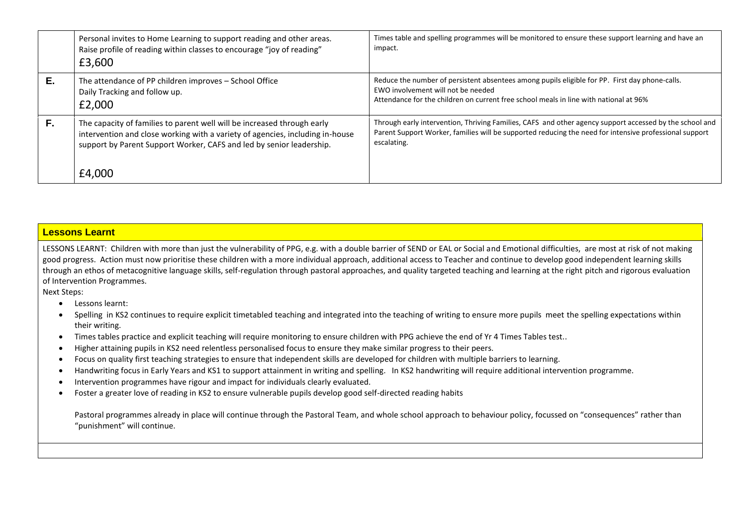| | | |
|---|---|---|
| | Personal invites to Home Learning to support reading and other areas.<br>Raise profile of reading within classes to encourage "joy of reading"<br>£3,600 | Times table and spelling programmes will be monitored to ensure these support learning and have an impact. |
| **E.** | The attendance of PP children improves – School Office<br>Daily Tracking and follow up.<br>£2,000 | Reduce the number of persistent absentees among pupils eligible for PP. First day phone-calls.<br>EWO involvement will not be needed<br>Attendance for the children on current free school meals in line with national at 96% |
| **F.** | The capacity of families to parent well will be increased through early intervention and close working with a variety of agencies, including in-house support by Parent Support Worker, CAFS and led by senior leadership.<br><br>£4,000 | Through early intervention, Thriving Families, CAFS and other agency support accessed by the school and Parent Support Worker, families will be supported reducing the need for intensive professional support escalating. |

## Lessons Learnt

LESSONS LEARNT: Children with more than just the vulnerability of PPG, e.g. with a double barrier of SEND or EAL or Social and Emotional difficulties, are most at risk of not making good progress. Action must now prioritise these children with a more individual approach, additional access to Teacher and continue to develop good independent learning skills through an ethos of metacognitive language skills, self-regulation through pastoral approaches, and quality targeted teaching and learning at the right pitch and rigorous evaluation of Intervention Programmes.

Next Steps:

- Lessons learnt:
- Spelling in KS2 continues to require explicit timetabled teaching and integrated into the teaching of writing to ensure more pupils meet the spelling expectations within their writing.
- Times tables practice and explicit teaching will require monitoring to ensure children with PPG achieve the end of Yr 4 Times Tables test..
- Higher attaining pupils in KS2 need relentless personalised focus to ensure they make similar progress to their peers.
- Focus on quality first teaching strategies to ensure that independent skills are developed for children with multiple barriers to learning.
- Handwriting focus in Early Years and KS1 to support attainment in writing and spelling. In KS2 handwriting will require additional intervention programme.
- Intervention programmes have rigour and impact for individuals clearly evaluated.
- Foster a greater love of reading in KS2 to ensure vulnerable pupils develop good self-directed reading habits

Pastoral programmes already in place will continue through the Pastoral Team, and whole school approach to behaviour policy, focussed on "consequences" rather than "punishment" will continue.